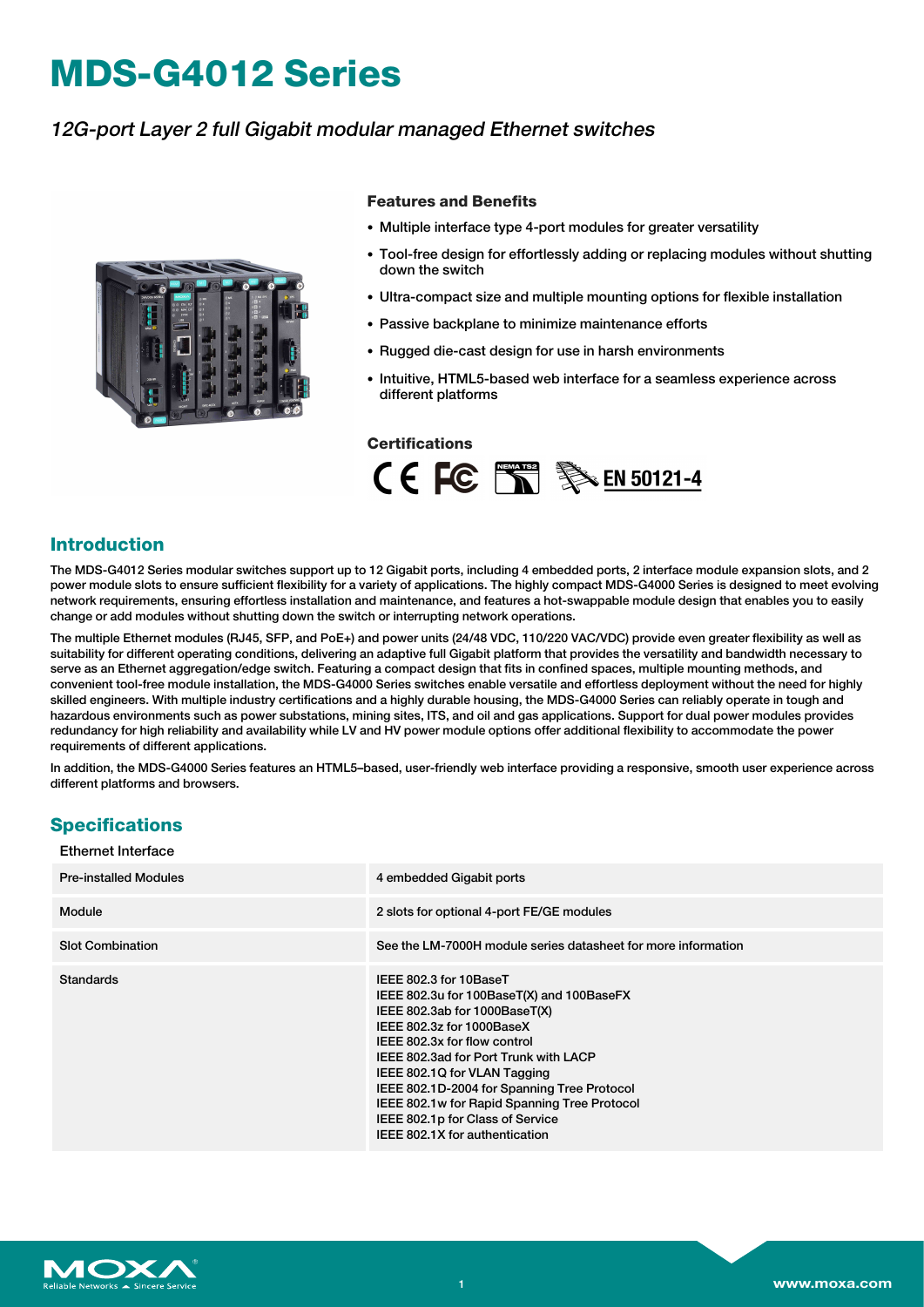# MDS-G4012 Series

*12G-port Layer 2 full Gigabit modular managed Ethernet switches*

### Features and Benefits

- Multiple interface type 4-port modules for greater versatility
- Tool-free design for effortlessly adding or replacing modules without shutting down the switch
- Ultra-compact size and multiple mounting options for flexible installation
- Passive backplane to minimize maintenance efforts
- Rugged die-cast design for use in harsh environments
- Intuitive, HTML5-based web interface for a seamless experience across different platforms

### Certifications

CE FC NEMA TS2 EN 50121-4

## Introduction

The MDS-G4012 Series modular switches support up to 12 Gigabit ports, including 4 embedded ports, 2 interface module expansion slots, and 2 power module slots to ensure sufficient flexibility for a variety of applications. The highly compact MDS-G4000 Series is designed to meet evolving network requirements, ensuring effortless installation and maintenance, and features a hot-swappable module design that enables you to easily change or add modules without shutting down the switch or interrupting network operations.

The multiple Ethernet modules (RJ45, SFP, and PoE+) and power units (24/48 VDC, 110/220 VAC/VDC) provide even greater flexibility as well as suitability for different operating conditions, delivering an adaptive full Gigabit platform that provides the versatility and bandwidth necessary to serve as an Ethernet aggregation/edge switch. Featuring a compact design that fits in confined spaces, multiple mounting methods, and convenient tool-free module installation, the MDS-G4000 Series switches enable versatile and effortless deployment without the need for highly skilled engineers. With multiple industry certifications and a highly durable housing, the MDS-G4000 Series can reliably operate in tough and hazardous environments such as power substations, mining sites, ITS, and oil and gas applications. Support for dual power modules provides redundancy for high reliability and availability while LV and HV power module options offer additional flexibility to accommodate the power requirements of different applications.

In addition, the MDS-G4000 Series features an HTML5–based, user-friendly web interface providing a responsive, smooth user experience across different platforms and browsers.

## Specifications

### Ethernet Interface

| | |
|---|---|
| Pre-installed Modules | 4 embedded Gigabit ports |
| Module | 2 slots for optional 4-port FE/GE modules |
| Slot Combination | See the LM-7000H module series datasheet for more information |
| Standards | IEEE 802.3 for 10BaseT<br>IEEE 802.3u for 100BaseT(X) and 100BaseFX<br>IEEE 802.3ab for 1000BaseT(X)<br>IEEE 802.3z for 1000BaseX<br>IEEE 802.3x for flow control<br>IEEE 802.3ad for Port Trunk with LACP<br>IEEE 802.1Q for VLAN Tagging<br>IEEE 802.1D-2004 for Spanning Tree Protocol<br>IEEE 802.1w for Rapid Spanning Tree Protocol<br>IEEE 802.1p for Class of Service<br>IEEE 802.1X for authentication |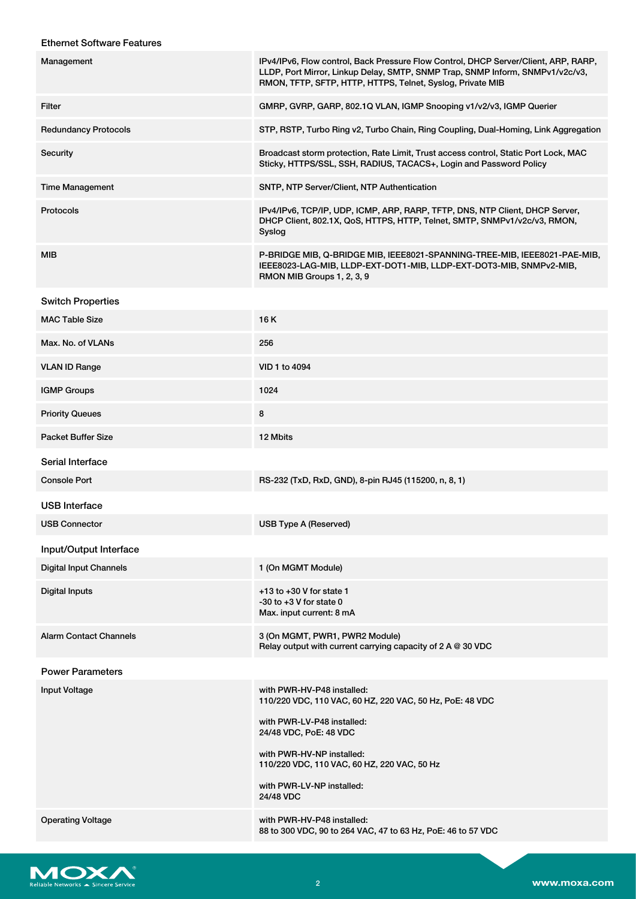### Ethernet Software Features

| | |
|---|---|
| Management | IPv4/IPv6, Flow control, Back Pressure Flow Control, DHCP Server/Client, ARP, RARP, LLDP, Port Mirror, Linkup Delay, SMTP, SNMP Trap, SNMP Inform, SNMPv1/v2c/v3, RMON, TFTP, SFTP, HTTP, HTTPS, Telnet, Syslog, Private MIB |
| Filter | GMRP, GVRP, GARP, 802.1Q VLAN, IGMP Snooping v1/v2/v3, IGMP Querier |
| Redundancy Protocols | STP, RSTP, Turbo Ring v2, Turbo Chain, Ring Coupling, Dual-Homing, Link Aggregation |
| Security | Broadcast storm protection, Rate Limit, Trust access control, Static Port Lock, MAC Sticky, HTTPS/SSL, SSH, RADIUS, TACACS+, Login and Password Policy |
| Time Management | SNTP, NTP Server/Client, NTP Authentication |
| Protocols | IPv4/IPv6, TCP/IP, UDP, ICMP, ARP, RARP, TFTP, DNS, NTP Client, DHCP Server, DHCP Client, 802.1X, QoS, HTTPS, HTTP, Telnet, SMTP, SNMPv1/v2c/v3, RMON, Syslog |
| MIB | P-BRIDGE MIB, Q-BRIDGE MIB, IEEE8021-SPANNING-TREE-MIB, IEEE8021-PAE-MIB, IEEE8023-LAG-MIB, LLDP-EXT-DOT1-MIB, LLDP-EXT-DOT3-MIB, SNMPv2-MIB, RMON MIB Groups 1, 2, 3, 9 |

### Switch Properties

| | |
|---|---|
| MAC Table Size | 16 K |
| Max. No. of VLANs | 256 |
| VLAN ID Range | VID 1 to 4094 |
| IGMP Groups | 1024 |
| Priority Queues | 8 |
| Packet Buffer Size | 12 Mbits |

### Serial Interface

| | |
|---|---|
| Console Port | RS-232 (TxD, RxD, GND), 8-pin RJ45 (115200, n, 8, 1) |

### USB Interface

| | |
|---|---|
| USB Connector | USB Type A (Reserved) |

### Input/Output Interface

| | |
|---|---|
| Digital Input Channels | 1 (On MGMT Module) |
| Digital Inputs | +13 to +30 V for state 1<br>-30 to +3 V for state 0<br>Max. input current: 8 mA |
| Alarm Contact Channels | 3 (On MGMT, PWR1, PWR2 Module)<br>Relay output with current carrying capacity of 2 A @ 30 VDC |

### Power Parameters

| | |
|---|---|
| Input Voltage | with PWR-HV-P48 installed:<br>110/220 VDC, 110 VAC, 60 HZ, 220 VAC, 50 Hz, PoE: 48 VDC<br><br>with PWR-LV-P48 installed:<br>24/48 VDC, PoE: 48 VDC<br><br>with PWR-HV-NP installed:<br>110/220 VDC, 110 VAC, 60 HZ, 220 VAC, 50 Hz<br><br>with PWR-LV-NP installed:<br>24/48 VDC |
| Operating Voltage | with PWR-HV-P48 installed:<br>88 to 300 VDC, 90 to 264 VAC, 47 to 63 Hz, PoE: 46 to 57 VDC |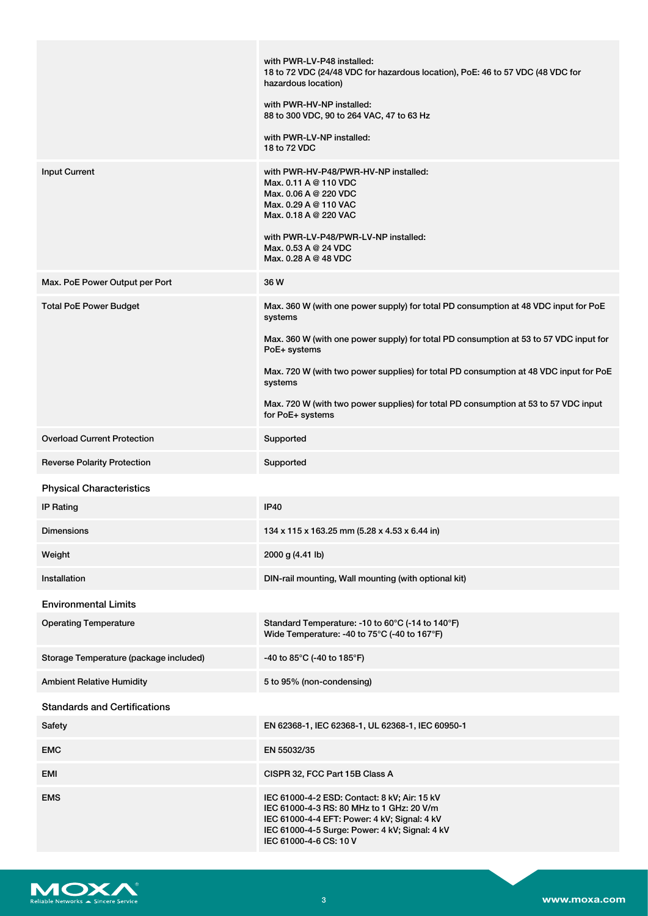| | |
|---|---|
| | with PWR-LV-P48 installed:<br>18 to 72 VDC (24/48 VDC for hazardous location), PoE: 46 to 57 VDC (48 VDC for hazardous location)<br><br>with PWR-HV-NP installed:<br>88 to 300 VDC, 90 to 264 VAC, 47 to 63 Hz<br><br>with PWR-LV-NP installed:<br>18 to 72 VDC |
| Input Current | with PWR-HV-P48/PWR-HV-NP installed:<br>Max. 0.11 A @ 110 VDC<br>Max. 0.06 A @ 220 VDC<br>Max. 0.29 A @ 110 VAC<br>Max. 0.18 A @ 220 VAC<br><br>with PWR-LV-P48/PWR-LV-NP installed:<br>Max. 0.53 A @ 24 VDC<br>Max. 0.28 A @ 48 VDC |
| Max. PoE Power Output per Port | 36 W |
| Total PoE Power Budget | Max. 360 W (with one power supply) for total PD consumption at 48 VDC input for PoE systems<br><br>Max. 360 W (with one power supply) for total PD consumption at 53 to 57 VDC input for PoE+ systems<br><br>Max. 720 W (with two power supplies) for total PD consumption at 48 VDC input for PoE systems<br><br>Max. 720 W (with two power supplies) for total PD consumption at 53 to 57 VDC input for PoE+ systems |
| Overload Current Protection | Supported |
| Reverse Polarity Protection | Supported |

## Physical Characteristics

| | |
|---|---|
| IP Rating | IP40 |
| Dimensions | 134 x 115 x 163.25 mm (5.28 x 4.53 x 6.44 in) |
| Weight | 2000 g (4.41 lb) |
| Installation | DIN-rail mounting, Wall mounting (with optional kit) |

## Environmental Limits

| | |
|---|---|
| Operating Temperature | Standard Temperature: -10 to 60°C (-14 to 140°F)<br>Wide Temperature: -40 to 75°C (-40 to 167°F) |
| Storage Temperature (package included) | -40 to 85°C (-40 to 185°F) |
| Ambient Relative Humidity | 5 to 95% (non-condensing) |

## Standards and Certifications

| | |
|---|---|
| Safety | EN 62368-1, IEC 62368-1, UL 62368-1, IEC 60950-1 |
| EMC | EN 55032/35 |
| EMI | CISPR 32, FCC Part 15B Class A |
| EMS | IEC 61000-4-2 ESD: Contact: 8 kV; Air: 15 kV<br>IEC 61000-4-3 RS: 80 MHz to 1 GHz: 20 V/m<br>IEC 61000-4-4 EFT: Power: 4 kV; Signal: 4 kV<br>IEC 61000-4-5 Surge: Power: 4 kV; Signal: 4 kV<br>IEC 61000-4-6 CS: 10 V |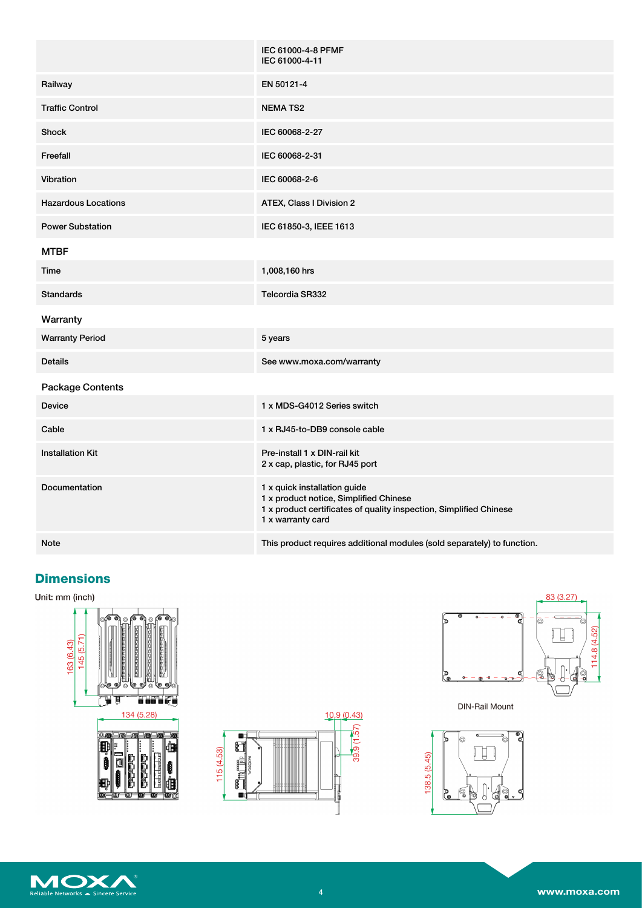| | |
|---|---|
| | IEC 61000-4-8 PFMF<br>IEC 61000-4-11 |
| Railway | EN 50121-4 |
| Traffic Control | NEMA TS2 |
| Shock | IEC 60068-2-27 |
| Freefall | IEC 60068-2-31 |
| Vibration | IEC 60068-2-6 |
| Hazardous Locations | ATEX, Class I Division 2 |
| Power Substation | IEC 61850-3, IEEE 1613 |

## MTBF

| | |
|---|---|
| Time | 1,008,160 hrs |
| Standards | Telcordia SR332 |

## Warranty

| | |
|---|---|
| Warranty Period | 5 years |
| Details | See www.moxa.com/warranty |

## Package Contents

| | |
|---|---|
| Device | 1 x MDS-G4012 Series switch |
| Cable | 1 x RJ45-to-DB9 console cable |
| Installation Kit | Pre-install 1 x DIN-rail kit<br>2 x cap, plastic, for RJ45 port |
| Documentation | 1 x quick installation guide<br>1 x product notice, Simplified Chinese<br>1 x product certificates of quality inspection, Simplified Chinese<br>1 x warranty card |
| Note | This product requires additional modules (sold separately) to function. |

# Dimensions

Unit: mm (inch)

163 (6.43)
145 (5.71)
134 (5.28)
115 (4.53)
10.9 (0.43)
39.9 (1.57)
83 (3.27)
114.8 (4.52)
138.5 (5.45)

DIN-Rail Mount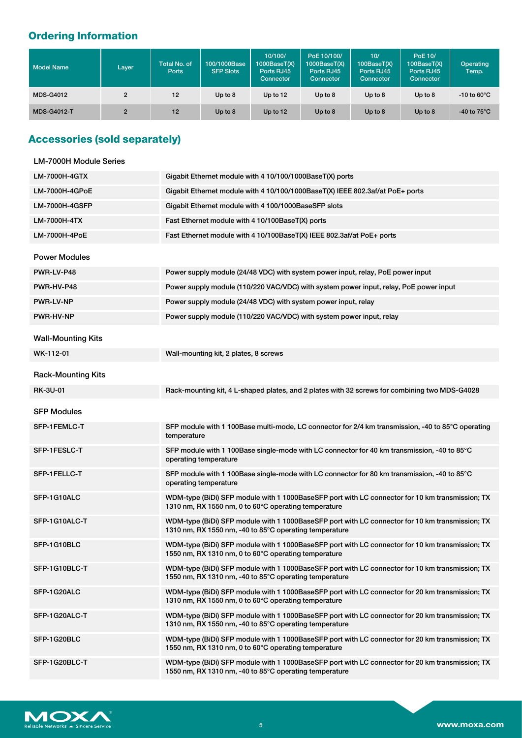## Ordering Information

| Model Name | Layer | Total No. of Ports | 100/1000Base SFP Slots | 10/100/1000BaseT(X) Ports RJ45 Connector | PoE 10/100/1000BaseT(X) Ports RJ45 Connector | 10/100BaseT(X) Ports RJ45 Connector | PoE 10/100BaseT(X) Ports RJ45 Connector | Operating Temp. |
|---|---|---|---|---|---|---|---|---|
| MDS-G4012 | 2 | 12 | Up to 8 | Up to 12 | Up to 8 | Up to 8 | Up to 8 | -10 to 60°C |
| MDS-G4012-T | 2 | 12 | Up to 8 | Up to 12 | Up to 8 | Up to 8 | Up to 8 | -40 to 75°C |

## Accessories (sold separately)

**LM-7000H Module Series**

| | |
|---|---|
| LM-7000H-4GTX | Gigabit Ethernet module with 4 10/100/1000BaseT(X) ports |
| LM-7000H-4GPoE | Gigabit Ethernet module with 4 10/100/1000BaseT(X) IEEE 802.3af/at PoE+ ports |
| LM-7000H-4GSFP | Gigabit Ethernet module with 4 100/1000BaseSFP slots |
| LM-7000H-4TX | Fast Ethernet module with 4 10/100BaseT(X) ports |
| LM-7000H-4PoE | Fast Ethernet module with 4 10/100BaseT(X) IEEE 802.3af/at PoE+ ports |

**Power Modules**

| | |
|---|---|
| PWR-LV-P48 | Power supply module (24/48 VDC) with system power input, relay, PoE power input |
| PWR-HV-P48 | Power supply module (110/220 VAC/VDC) with system power input, relay, PoE power input |
| PWR-LV-NP | Power supply module (24/48 VDC) with system power input, relay |
| PWR-HV-NP | Power supply module (110/220 VAC/VDC) with system power input, relay |

**Wall-Mounting Kits**

| | |
|---|---|
| WK-112-01 | Wall-mounting kit, 2 plates, 8 screws |

**Rack-Mounting Kits**

| | |
|---|---|
| RK-3U-01 | Rack-mounting kit, 4 L-shaped plates, and 2 plates with 32 screws for combining two MDS-G4028 |

**SFP Modules**

| | |
|---|---|
| SFP-1FEMLC-T | SFP module with 1 100Base multi-mode, LC connector for 2/4 km transmission, -40 to 85°C operating temperature |
| SFP-1FESLC-T | SFP module with 1 100Base single-mode with LC connector for 40 km transmission, -40 to 85°C operating temperature |
| SFP-1FELLC-T | SFP module with 1 100Base single-mode with LC connector for 80 km transmission, -40 to 85°C operating temperature |
| SFP-1G10ALC | WDM-type (BiDi) SFP module with 1 1000BaseSFP port with LC connector for 10 km transmission; TX 1310 nm, RX 1550 nm, 0 to 60°C operating temperature |
| SFP-1G10ALC-T | WDM-type (BiDi) SFP module with 1 1000BaseSFP port with LC connector for 10 km transmission; TX 1310 nm, RX 1550 nm, -40 to 85°C operating temperature |
| SFP-1G10BLC | WDM-type (BiDi) SFP module with 1 1000BaseSFP port with LC connector for 10 km transmission; TX 1550 nm, RX 1310 nm, 0 to 60°C operating temperature |
| SFP-1G10BLC-T | WDM-type (BiDi) SFP module with 1 1000BaseSFP port with LC connector for 10 km transmission; TX 1550 nm, RX 1310 nm, -40 to 85°C operating temperature |
| SFP-1G20ALC | WDM-type (BiDi) SFP module with 1 1000BaseSFP port with LC connector for 20 km transmission; TX 1310 nm, RX 1550 nm, 0 to 60°C operating temperature |
| SFP-1G20ALC-T | WDM-type (BiDi) SFP module with 1 1000BaseSFP port with LC connector for 20 km transmission; TX 1310 nm, RX 1550 nm, -40 to 85°C operating temperature |
| SFP-1G20BLC | WDM-type (BiDi) SFP module with 1 1000BaseSFP port with LC connector for 20 km transmission; TX 1550 nm, RX 1310 nm, 0 to 60°C operating temperature |
| SFP-1G20BLC-T | WDM-type (BiDi) SFP module with 1 1000BaseSFP port with LC connector for 20 km transmission; TX 1550 nm, RX 1310 nm, -40 to 85°C operating temperature |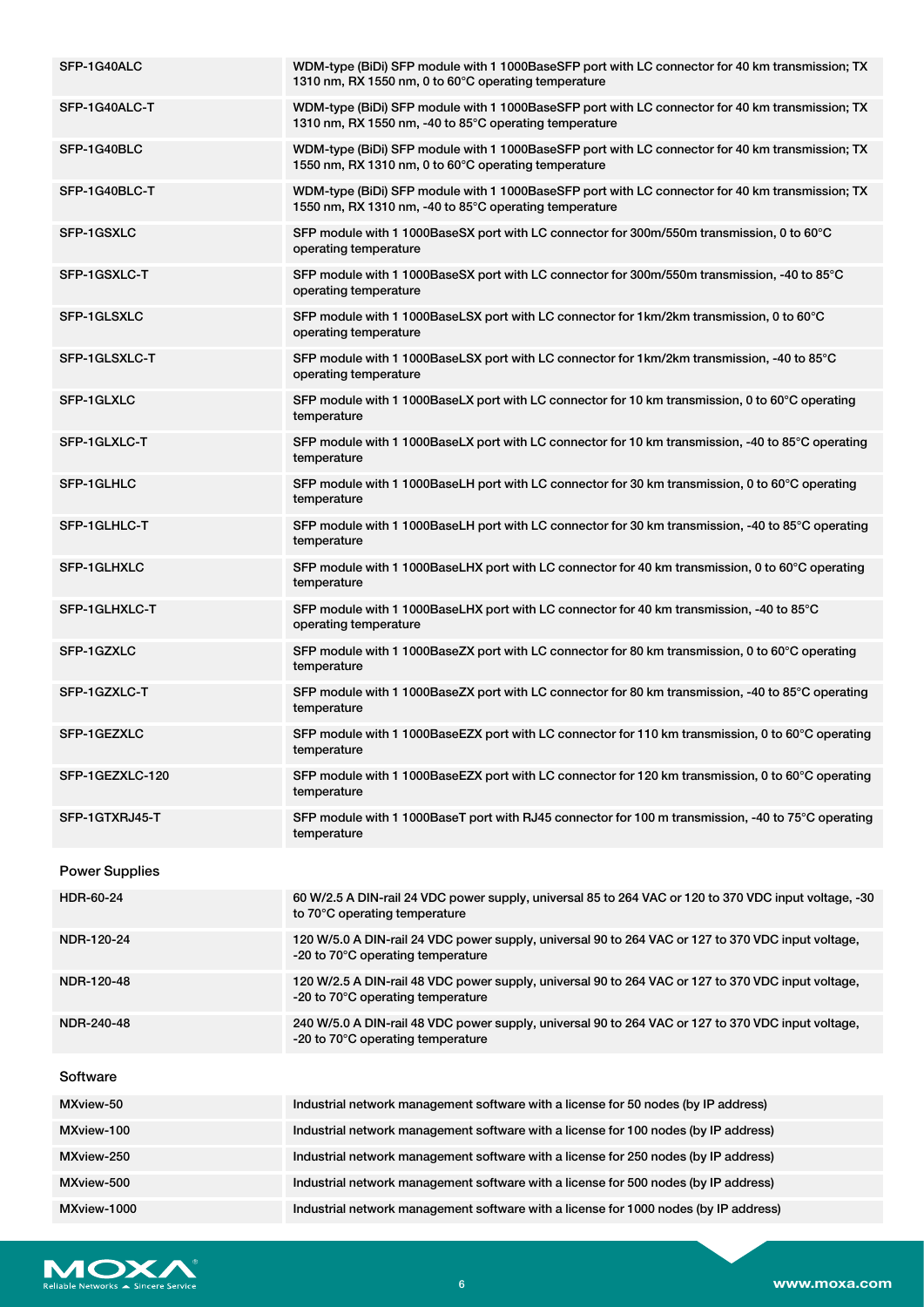| | |
|---|---|
| SFP-1G40ALC | WDM-type (BiDi) SFP module with 1 1000BaseSFP port with LC connector for 40 km transmission; TX 1310 nm, RX 1550 nm, 0 to 60°C operating temperature |
| SFP-1G40ALC-T | WDM-type (BiDi) SFP module with 1 1000BaseSFP port with LC connector for 40 km transmission; TX 1310 nm, RX 1550 nm, -40 to 85°C operating temperature |
| SFP-1G40BLC | WDM-type (BiDi) SFP module with 1 1000BaseSFP port with LC connector for 40 km transmission; TX 1550 nm, RX 1310 nm, 0 to 60°C operating temperature |
| SFP-1G40BLC-T | WDM-type (BiDi) SFP module with 1 1000BaseSFP port with LC connector for 40 km transmission; TX 1550 nm, RX 1310 nm, -40 to 85°C operating temperature |
| SFP-1GSXLC | SFP module with 1 1000BaseSX port with LC connector for 300m/550m transmission, 0 to 60°C operating temperature |
| SFP-1GSXLC-T | SFP module with 1 1000BaseSX port with LC connector for 300m/550m transmission, -40 to 85°C operating temperature |
| SFP-1GLSXLC | SFP module with 1 1000BaseLSX port with LC connector for 1km/2km transmission, 0 to 60°C operating temperature |
| SFP-1GLSXLC-T | SFP module with 1 1000BaseLSX port with LC connector for 1km/2km transmission, -40 to 85°C operating temperature |
| SFP-1GLXLC | SFP module with 1 1000BaseLX port with LC connector for 10 km transmission, 0 to 60°C operating temperature |
| SFP-1GLXLC-T | SFP module with 1 1000BaseLX port with LC connector for 10 km transmission, -40 to 85°C operating temperature |
| SFP-1GLHLC | SFP module with 1 1000BaseLH port with LC connector for 30 km transmission, 0 to 60°C operating temperature |
| SFP-1GLHLC-T | SFP module with 1 1000BaseLH port with LC connector for 30 km transmission, -40 to 85°C operating temperature |
| SFP-1GLHXLC | SFP module with 1 1000BaseLHX port with LC connector for 40 km transmission, 0 to 60°C operating temperature |
| SFP-1GLHXLC-T | SFP module with 1 1000BaseLHX port with LC connector for 40 km transmission, -40 to 85°C operating temperature |
| SFP-1GZXLC | SFP module with 1 1000BaseZX port with LC connector for 80 km transmission, 0 to 60°C operating temperature |
| SFP-1GZXLC-T | SFP module with 1 1000BaseZX port with LC connector for 80 km transmission, -40 to 85°C operating temperature |
| SFP-1GEZXLC | SFP module with 1 1000BaseEZX port with LC connector for 110 km transmission, 0 to 60°C operating temperature |
| SFP-1GEZXLC-120 | SFP module with 1 1000BaseEZX port with LC connector for 120 km transmission, 0 to 60°C operating temperature |
| SFP-1GTXRJ45-T | SFP module with 1 1000BaseT port with RJ45 connector for 100 m transmission, -40 to 75°C operating temperature |

### Power Supplies

| | |
|---|---|
| HDR-60-24 | 60 W/2.5 A DIN-rail 24 VDC power supply, universal 85 to 264 VAC or 120 to 370 VDC input voltage, -30 to 70°C operating temperature |
| NDR-120-24 | 120 W/5.0 A DIN-rail 24 VDC power supply, universal 90 to 264 VAC or 127 to 370 VDC input voltage, -20 to 70°C operating temperature |
| NDR-120-48 | 120 W/2.5 A DIN-rail 48 VDC power supply, universal 90 to 264 VAC or 127 to 370 VDC input voltage, -20 to 70°C operating temperature |
| NDR-240-48 | 240 W/5.0 A DIN-rail 48 VDC power supply, universal 90 to 264 VAC or 127 to 370 VDC input voltage, -20 to 70°C operating temperature |

### Software

| | |
|---|---|
| MXview-50 | Industrial network management software with a license for 50 nodes (by IP address) |
| MXview-100 | Industrial network management software with a license for 100 nodes (by IP address) |
| MXview-250 | Industrial network management software with a license for 250 nodes (by IP address) |
| MXview-500 | Industrial network management software with a license for 500 nodes (by IP address) |
| MXview-1000 | Industrial network management software with a license for 1000 nodes (by IP address) |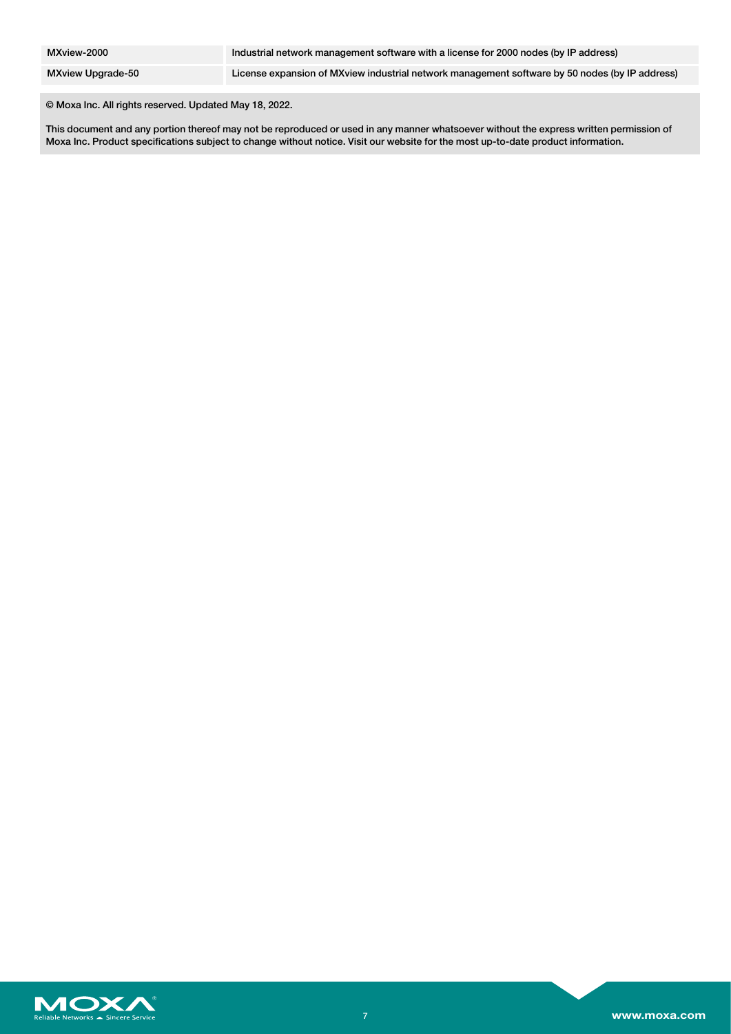| | |
|---|---|
| MXview-2000 | Industrial network management software with a license for 2000 nodes (by IP address) |
| MXview Upgrade-50 | License expansion of MXview industrial network management software by 50 nodes (by IP address) |

© Moxa Inc. All rights reserved. Updated May 18, 2022.

This document and any portion thereof may not be reproduced or used in any manner whatsoever without the express written permission of Moxa Inc. Product specifications subject to change without notice. Visit our website for the most up-to-date product information.